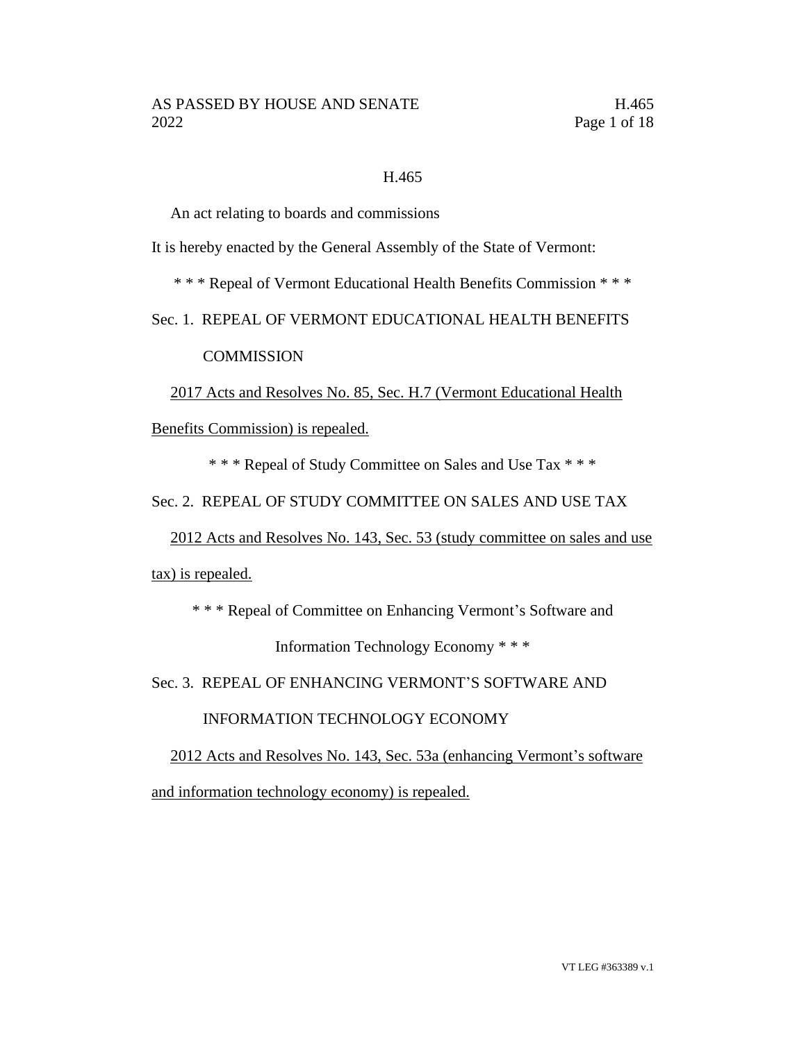# H.465

An act relating to boards and commissions

It is hereby enacted by the General Assembly of the State of Vermont:

\* \* \* Repeal of Vermont Educational Health Benefits Commission \* \* \*

## Sec. 1. REPEAL OF VERMONT EDUCATIONAL HEALTH BENEFITS COMMISSION

2017 Acts and Resolves No. 85, Sec. H.7 (Vermont Educational Health Benefits Commission) is repealed.

\* \* \* Repeal of Study Committee on Sales and Use Tax \* \* \*

## Sec. 2. REPEAL OF STUDY COMMITTEE ON SALES AND USE TAX

2012 Acts and Resolves No. 143, Sec. 53 (study committee on sales and use tax) is repealed.

\* \* \* Repeal of Committee on Enhancing Vermont's Software and Information Technology Economy \* \* \*

## Sec. 3. REPEAL OF ENHANCING VERMONT'S SOFTWARE AND INFORMATION TECHNOLOGY ECONOMY

2012 Acts and Resolves No. 143, Sec. 53a (enhancing Vermont's software and information technology economy) is repealed.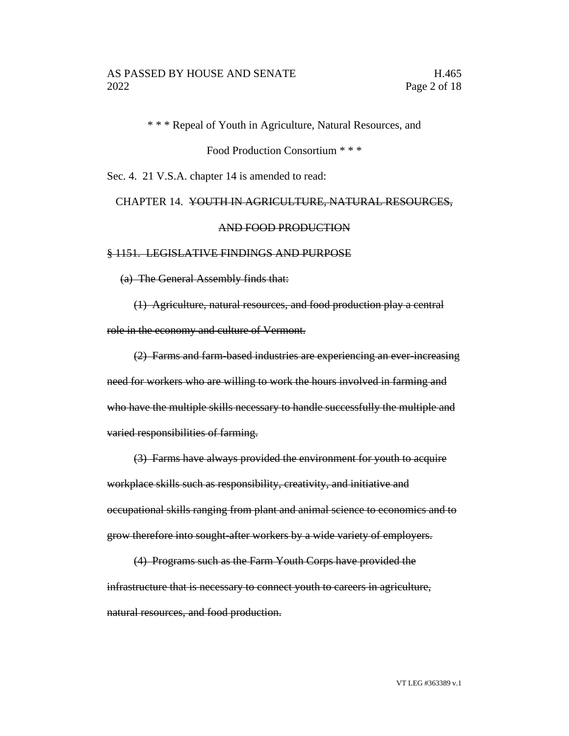\* \* \* Repeal of Youth in Agriculture, Natural Resources, and

Food Production Consortium \* \* \*

Sec. 4. 21 V.S.A. chapter 14 is amended to read:

CHAPTER 14. ~~YOUTH IN AGRICULTURE, NATURAL RESOURCES, AND FOOD PRODUCTION~~

~~§ 1151. LEGISLATIVE FINDINGS AND PURPOSE~~

~~(a) The General Assembly finds that:~~

~~(1) Agriculture, natural resources, and food production play a central role in the economy and culture of Vermont.~~

~~(2) Farms and farm-based industries are experiencing an ever-increasing need for workers who are willing to work the hours involved in farming and who have the multiple skills necessary to handle successfully the multiple and varied responsibilities of farming.~~

~~(3) Farms have always provided the environment for youth to acquire workplace skills such as responsibility, creativity, and initiative and occupational skills ranging from plant and animal science to economics and to grow therefore into sought-after workers by a wide variety of employers.~~

~~(4) Programs such as the Farm Youth Corps have provided the infrastructure that is necessary to connect youth to careers in agriculture, natural resources, and food production.~~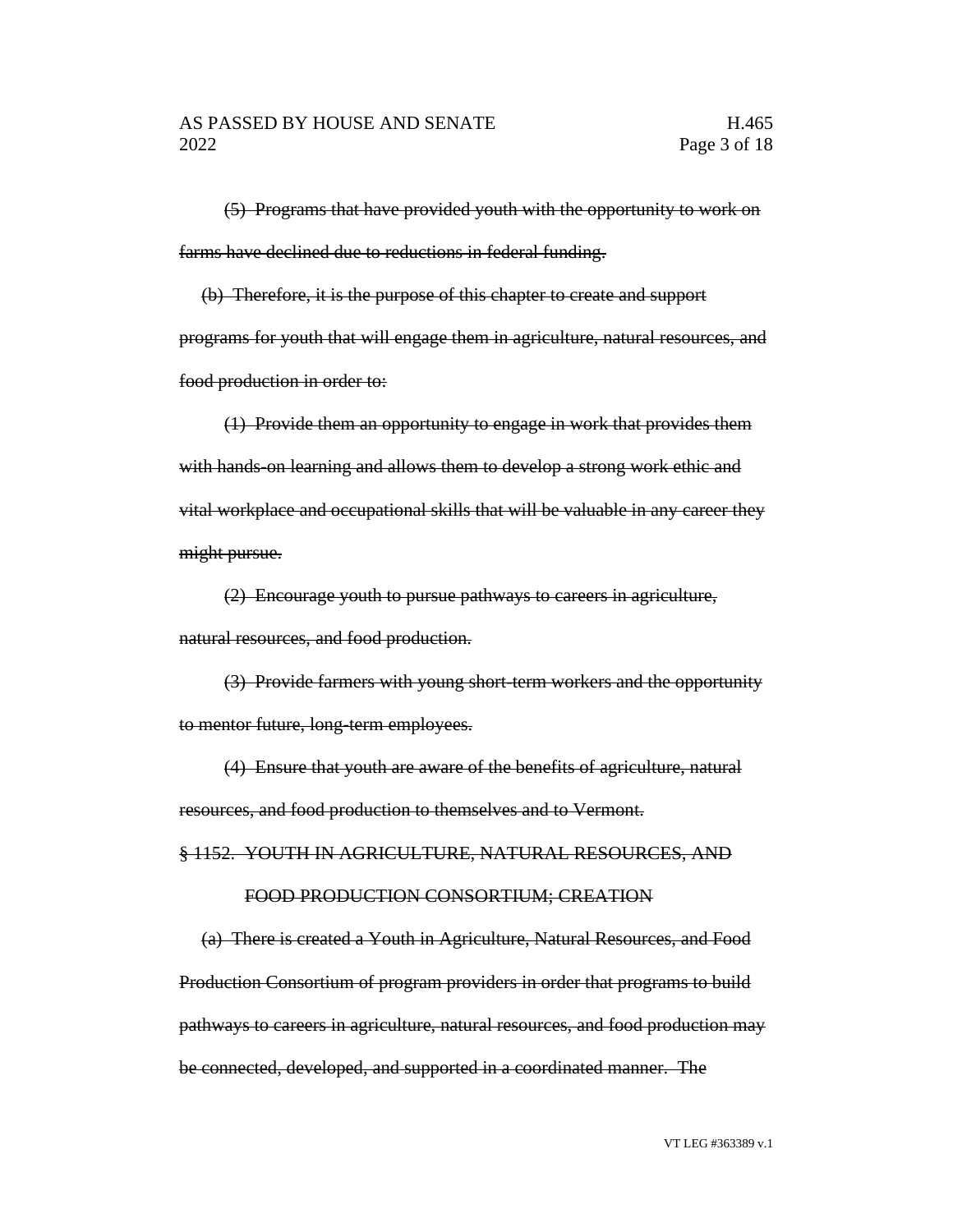~~(5) Programs that have provided youth with the opportunity to work on farms have declined due to reductions in federal funding.~~

~~(b) Therefore, it is the purpose of this chapter to create and support programs for youth that will engage them in agriculture, natural resources, and food production in order to:~~

~~(1) Provide them an opportunity to engage in work that provides them with hands-on learning and allows them to develop a strong work ethic and vital workplace and occupational skills that will be valuable in any career they might pursue.~~

~~(2) Encourage youth to pursue pathways to careers in agriculture, natural resources, and food production.~~

~~(3) Provide farmers with young short-term workers and the opportunity to mentor future, long-term employees.~~

~~(4) Ensure that youth are aware of the benefits of agriculture, natural resources, and food production to themselves and to Vermont.~~

~~§ 1152. YOUTH IN AGRICULTURE, NATURAL RESOURCES, AND FOOD PRODUCTION CONSORTIUM; CREATION~~

~~(a) There is created a Youth in Agriculture, Natural Resources, and Food Production Consortium of program providers in order that programs to build pathways to careers in agriculture, natural resources, and food production may be connected, developed, and supported in a coordinated manner. The~~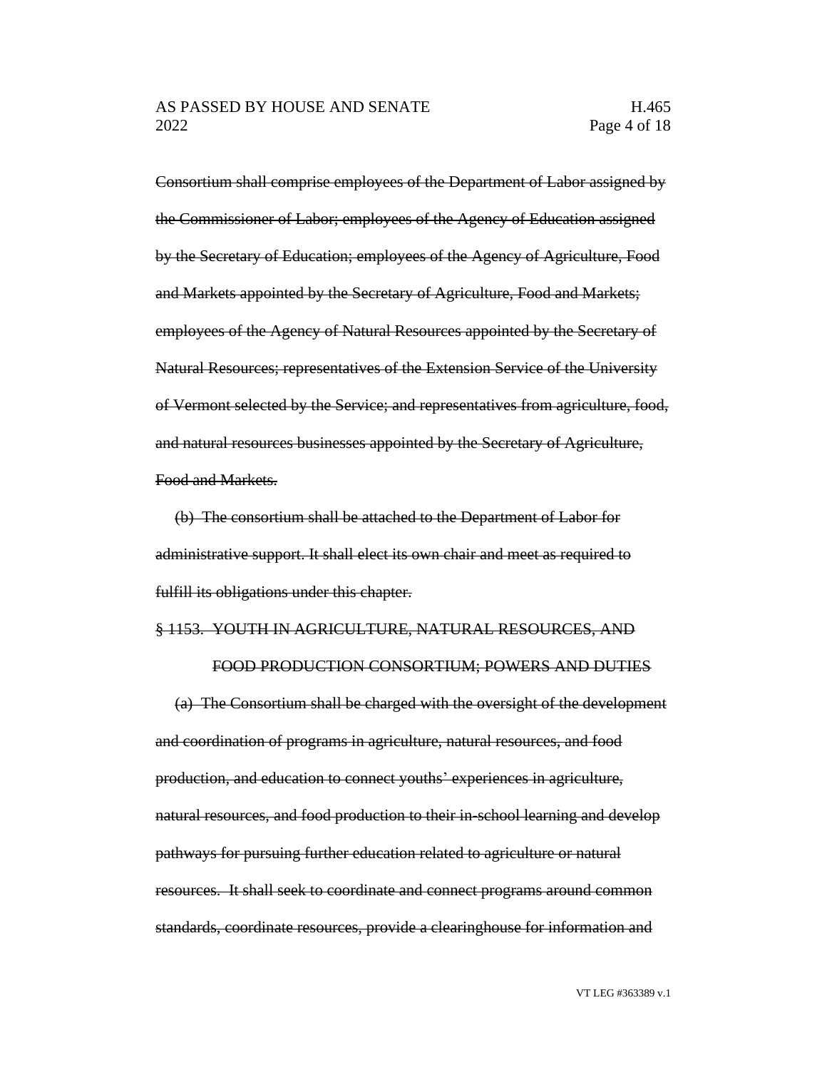~~Consortium shall comprise employees of the Department of Labor assigned by the Commissioner of Labor; employees of the Agency of Education assigned by the Secretary of Education; employees of the Agency of Agriculture, Food and Markets appointed by the Secretary of Agriculture, Food and Markets; employees of the Agency of Natural Resources appointed by the Secretary of Natural Resources; representatives of the Extension Service of the University of Vermont selected by the Service; and representatives from agriculture, food, and natural resources businesses appointed by the Secretary of Agriculture, Food and Markets.~~

~~(b) The consortium shall be attached to the Department of Labor for administrative support. It shall elect its own chair and meet as required to fulfill its obligations under this chapter.~~

~~§ 1153. YOUTH IN AGRICULTURE, NATURAL RESOURCES, AND FOOD PRODUCTION CONSORTIUM; POWERS AND DUTIES~~

~~(a) The Consortium shall be charged with the oversight of the development and coordination of programs in agriculture, natural resources, and food production, and education to connect youths' experiences in agriculture, natural resources, and food production to their in-school learning and develop pathways for pursuing further education related to agriculture or natural resources. It shall seek to coordinate and connect programs around common standards, coordinate resources, provide a clearinghouse for information and~~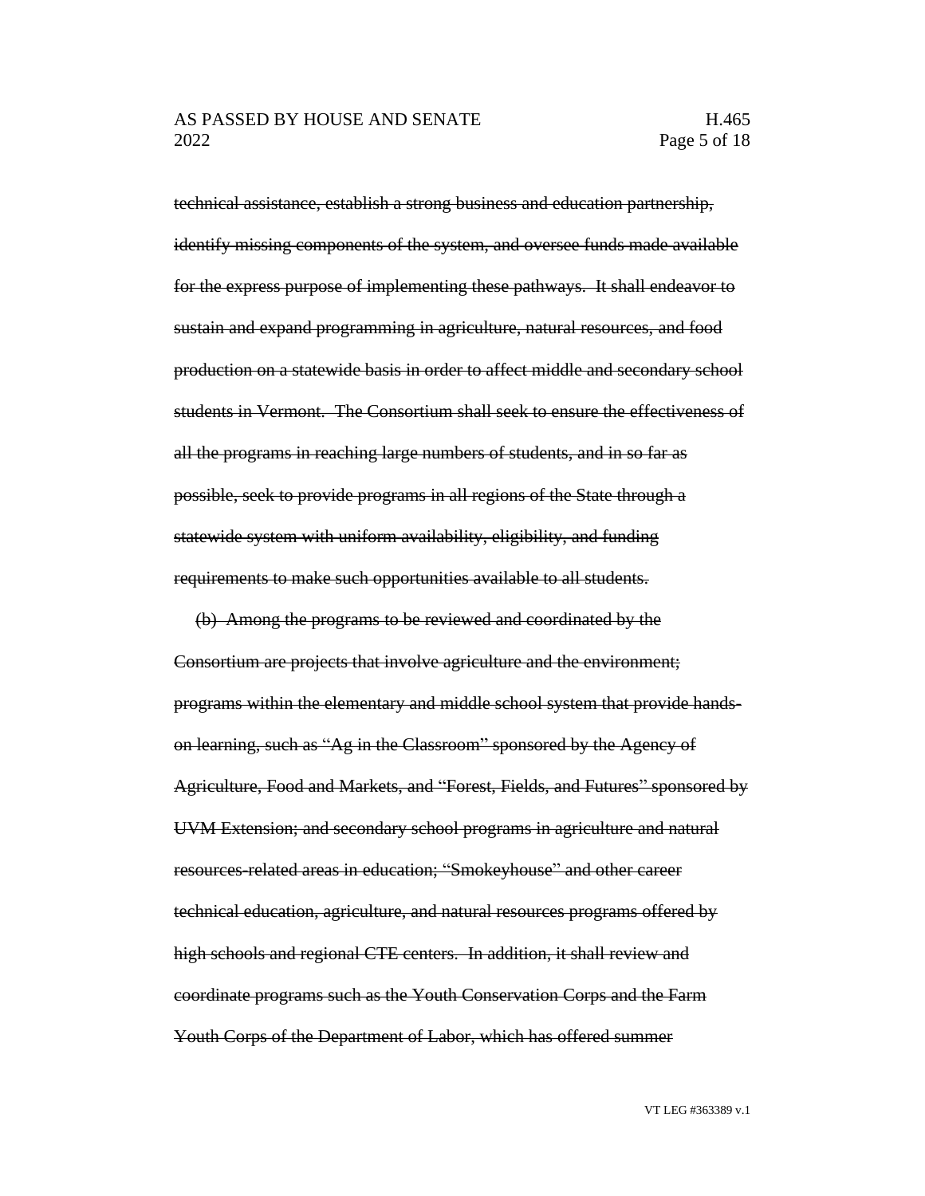~~technical assistance, establish a strong business and education partnership, identify missing components of the system, and oversee funds made available for the express purpose of implementing these pathways. It shall endeavor to sustain and expand programming in agriculture, natural resources, and food production on a statewide basis in order to affect middle and secondary school students in Vermont. The Consortium shall seek to ensure the effectiveness of all the programs in reaching large numbers of students, and in so far as possible, seek to provide programs in all regions of the State through a statewide system with uniform availability, eligibility, and funding requirements to make such opportunities available to all students.~~

~~(b) Among the programs to be reviewed and coordinated by the Consortium are projects that involve agriculture and the environment; programs within the elementary and middle school system that provide hands-on learning, such as "Ag in the Classroom" sponsored by the Agency of Agriculture, Food and Markets, and "Forest, Fields, and Futures" sponsored by UVM Extension; and secondary school programs in agriculture and natural resources-related areas in education; "Smokeyhouse" and other career technical education, agriculture, and natural resources programs offered by high schools and regional CTE centers. In addition, it shall review and coordinate programs such as the Youth Conservation Corps and the Farm Youth Corps of the Department of Labor, which has offered summer~~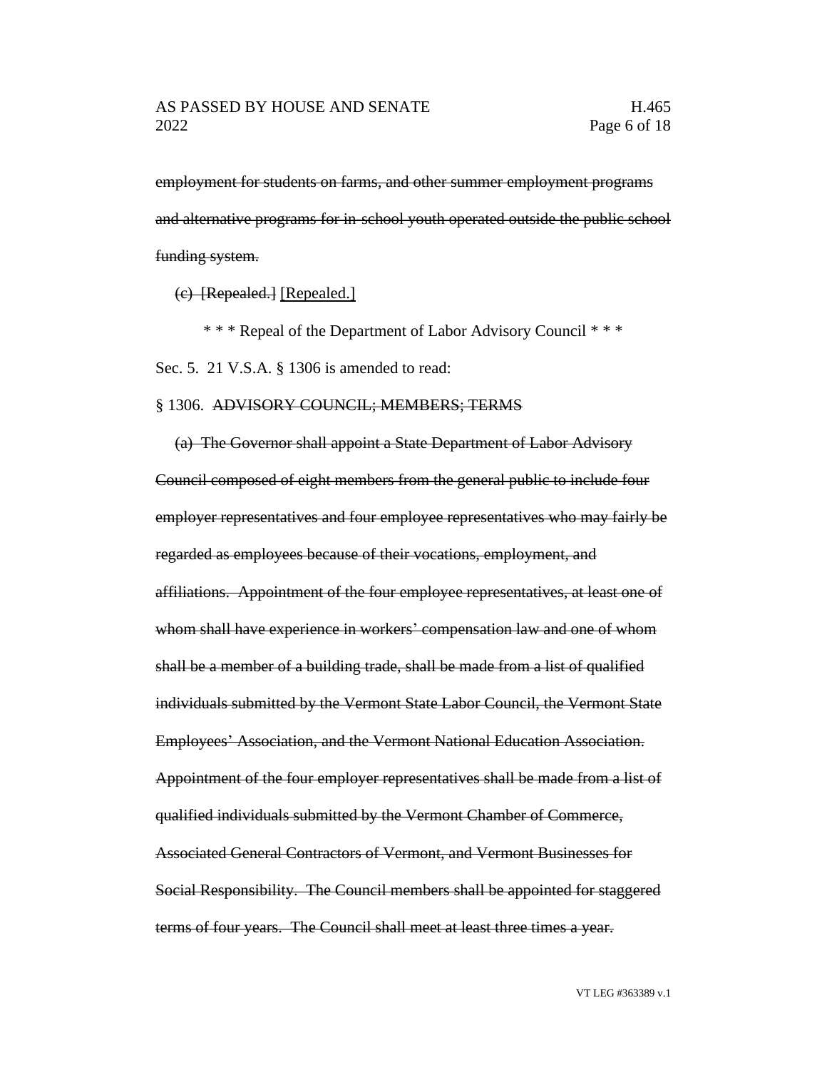~~employment for students on farms, and other summer employment programs and alternative programs for in-school youth operated outside the public school funding system.~~

~~(c) [Repealed.]~~ <u>[Repealed.]</u>

\* \* \* Repeal of the Department of Labor Advisory Council \* \* \*

Sec. 5. 21 V.S.A. § 1306 is amended to read:

§ 1306. ~~ADVISORY COUNCIL; MEMBERS; TERMS~~

~~(a) The Governor shall appoint a State Department of Labor Advisory Council composed of eight members from the general public to include four employer representatives and four employee representatives who may fairly be regarded as employees because of their vocations, employment, and affiliations. Appointment of the four employee representatives, at least one of whom shall have experience in workers' compensation law and one of whom shall be a member of a building trade, shall be made from a list of qualified individuals submitted by the Vermont State Labor Council, the Vermont State Employees' Association, and the Vermont National Education Association. Appointment of the four employer representatives shall be made from a list of qualified individuals submitted by the Vermont Chamber of Commerce, Associated General Contractors of Vermont, and Vermont Businesses for Social Responsibility. The Council members shall be appointed for staggered terms of four years. The Council shall meet at least three times a year.~~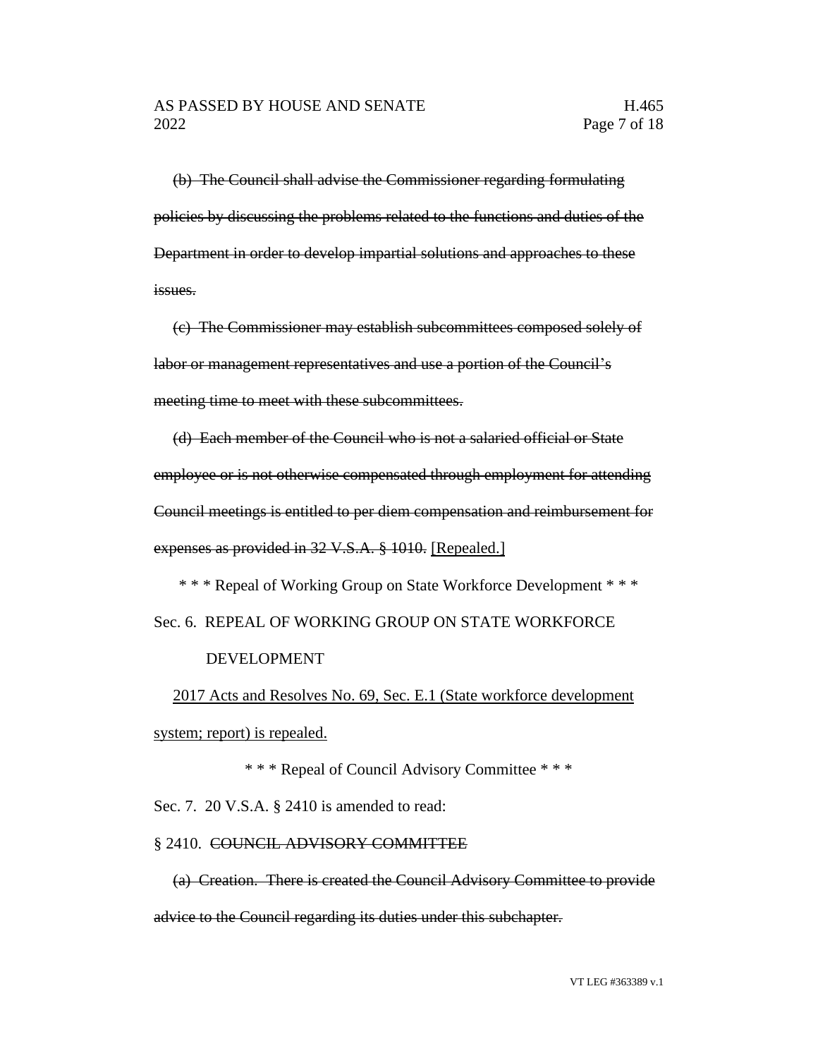~~(b) The Council shall advise the Commissioner regarding formulating policies by discussing the problems related to the functions and duties of the Department in order to develop impartial solutions and approaches to these issues.~~

~~(c) The Commissioner may establish subcommittees composed solely of labor or management representatives and use a portion of the Council's meeting time to meet with these subcommittees.~~

~~(d) Each member of the Council who is not a salaried official or State employee or is not otherwise compensated through employment for attending Council meetings is entitled to per diem compensation and reimbursement for expenses as provided in 32 V.S.A. § 1010.~~ <u>[Repealed.]</u>

\* \* \* Repeal of Working Group on State Workforce Development \* \* \*

Sec. 6. REPEAL OF WORKING GROUP ON STATE WORKFORCE DEVELOPMENT

<u>2017 Acts and Resolves No. 69, Sec. E.1 (State workforce development system; report) is repealed.</u>

\* \* \* Repeal of Council Advisory Committee \* \* \*

Sec. 7. 20 V.S.A. § 2410 is amended to read:

§ 2410. ~~COUNCIL ADVISORY COMMITTEE~~

~~(a) Creation. There is created the Council Advisory Committee to provide advice to the Council regarding its duties under this subchapter.~~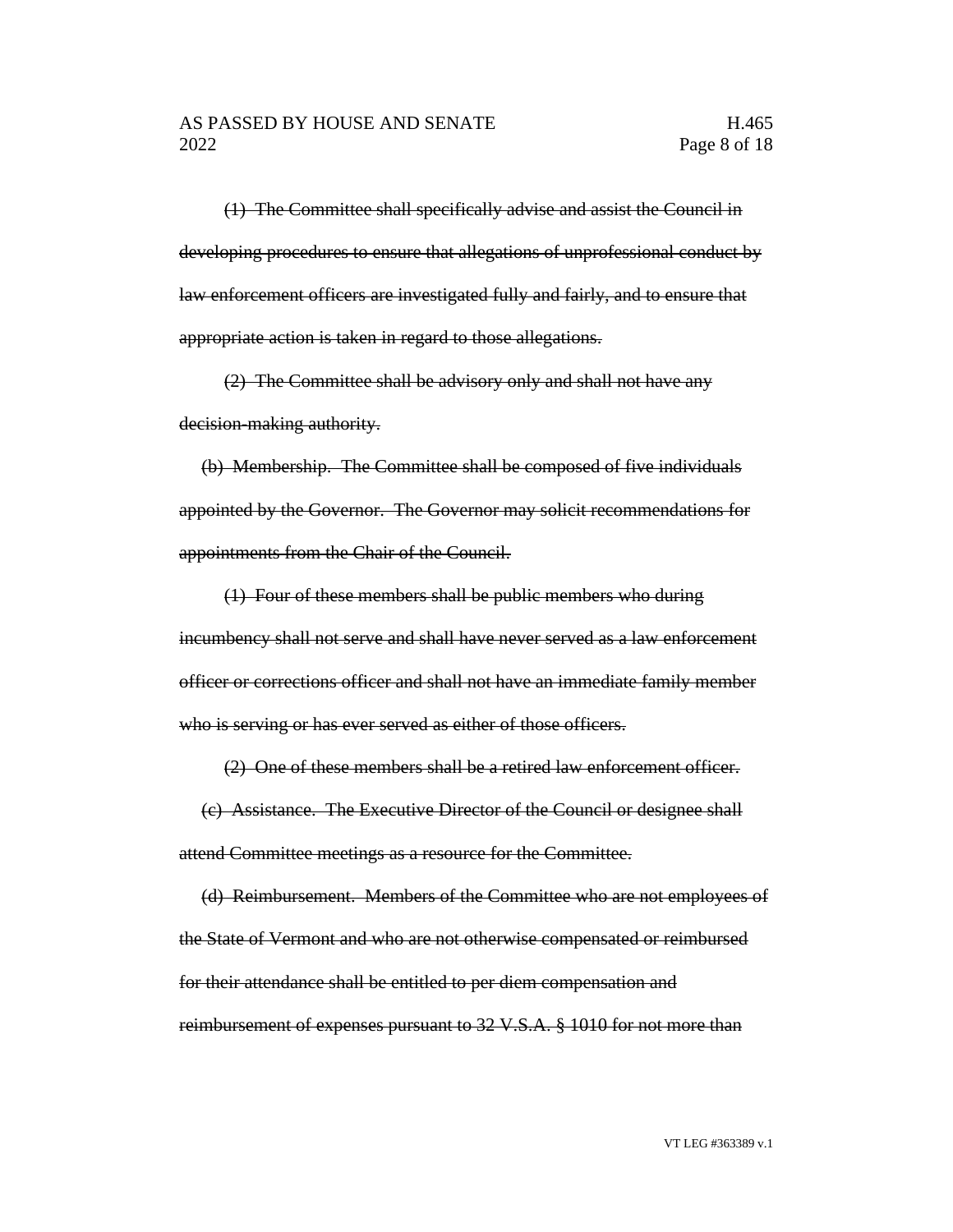~~(1) The Committee shall specifically advise and assist the Council in developing procedures to ensure that allegations of unprofessional conduct by law enforcement officers are investigated fully and fairly, and to ensure that appropriate action is taken in regard to those allegations.~~

~~(2) The Committee shall be advisory only and shall not have any decision-making authority.~~

~~(b) Membership. The Committee shall be composed of five individuals appointed by the Governor. The Governor may solicit recommendations for appointments from the Chair of the Council.~~

~~(1) Four of these members shall be public members who during incumbency shall not serve and shall have never served as a law enforcement officer or corrections officer and shall not have an immediate family member who is serving or has ever served as either of those officers.~~

~~(2) One of these members shall be a retired law enforcement officer.~~

~~(c) Assistance. The Executive Director of the Council or designee shall attend Committee meetings as a resource for the Committee.~~

~~(d) Reimbursement. Members of the Committee who are not employees of the State of Vermont and who are not otherwise compensated or reimbursed for their attendance shall be entitled to per diem compensation and reimbursement of expenses pursuant to 32 V.S.A. § 1010 for not more than~~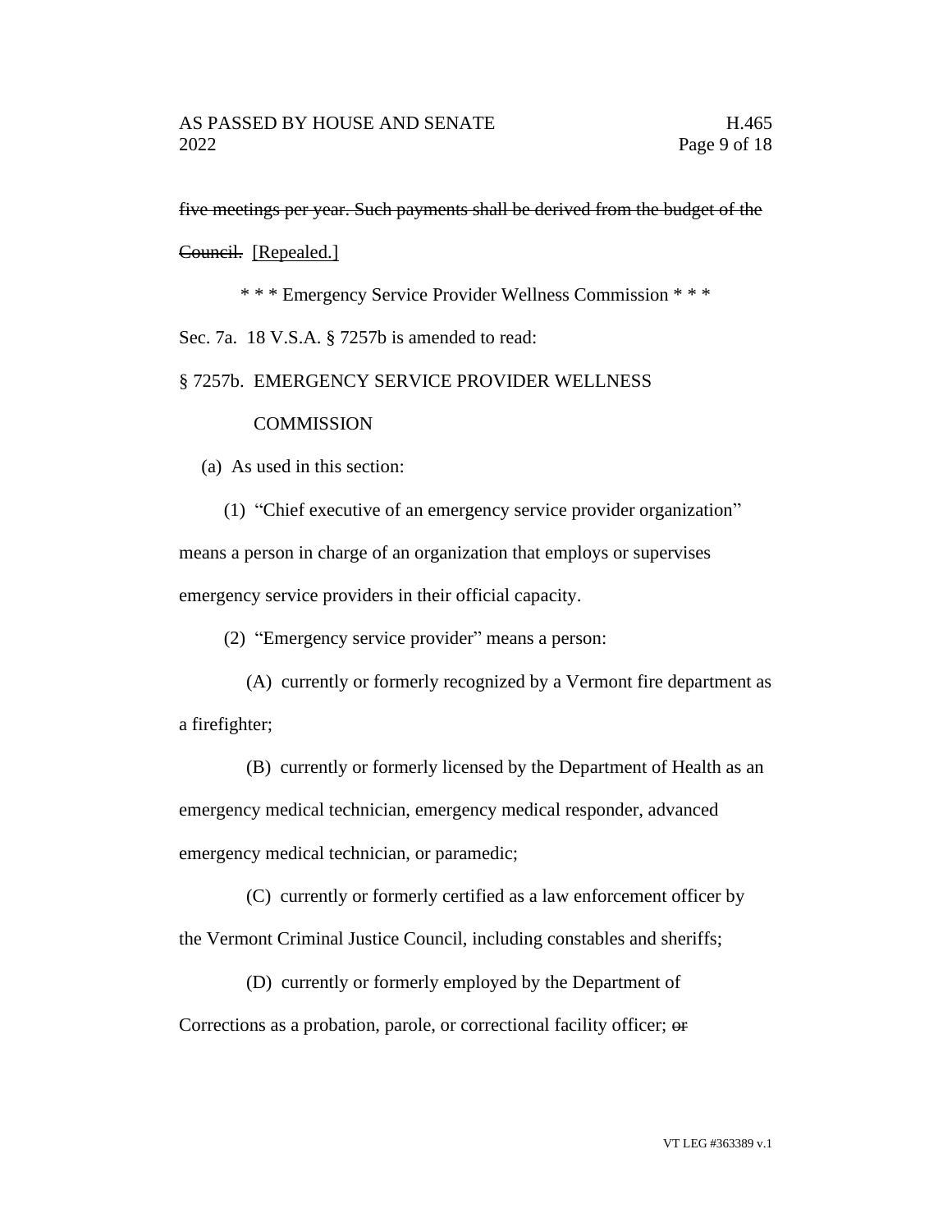~~five meetings per year. Such payments shall be derived from the budget of the Council.~~ [Repealed.]

\* \* \* Emergency Service Provider Wellness Commission \* \* \*

Sec. 7a. 18 V.S.A. § 7257b is amended to read:

§ 7257b. EMERGENCY SERVICE PROVIDER WELLNESS COMMISSION

(a) As used in this section:

(1) "Chief executive of an emergency service provider organization" means a person in charge of an organization that employs or supervises emergency service providers in their official capacity.

(2) "Emergency service provider" means a person:

(A) currently or formerly recognized by a Vermont fire department as a firefighter;

(B) currently or formerly licensed by the Department of Health as an emergency medical technician, emergency medical responder, advanced emergency medical technician, or paramedic;

(C) currently or formerly certified as a law enforcement officer by the Vermont Criminal Justice Council, including constables and sheriffs;

(D) currently or formerly employed by the Department of Corrections as a probation, parole, or correctional facility officer; ~~or~~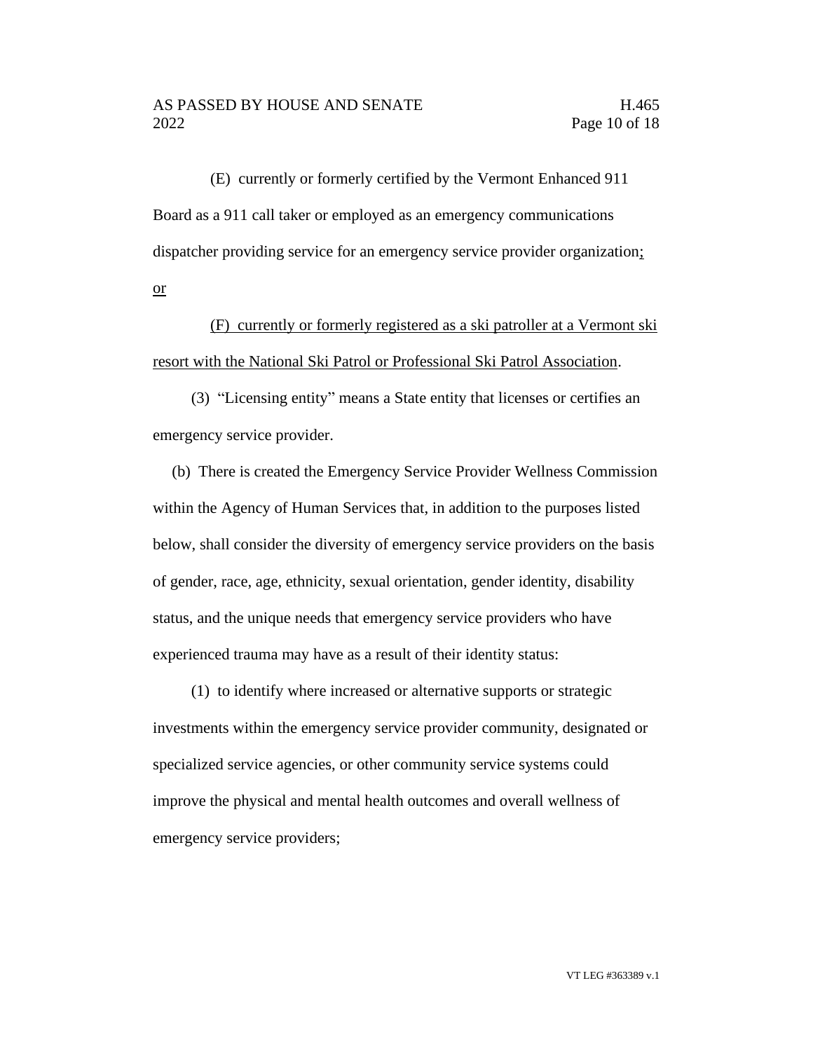(E) currently or formerly certified by the Vermont Enhanced 911 Board as a 911 call taker or employed as an emergency communications dispatcher providing service for an emergency service provider organization; or

(F) currently or formerly registered as a ski patroller at a Vermont ski resort with the National Ski Patrol or Professional Ski Patrol Association.

(3) "Licensing entity" means a State entity that licenses or certifies an emergency service provider.

(b) There is created the Emergency Service Provider Wellness Commission within the Agency of Human Services that, in addition to the purposes listed below, shall consider the diversity of emergency service providers on the basis of gender, race, age, ethnicity, sexual orientation, gender identity, disability status, and the unique needs that emergency service providers who have experienced trauma may have as a result of their identity status:

(1) to identify where increased or alternative supports or strategic investments within the emergency service provider community, designated or specialized service agencies, or other community service systems could improve the physical and mental health outcomes and overall wellness of emergency service providers;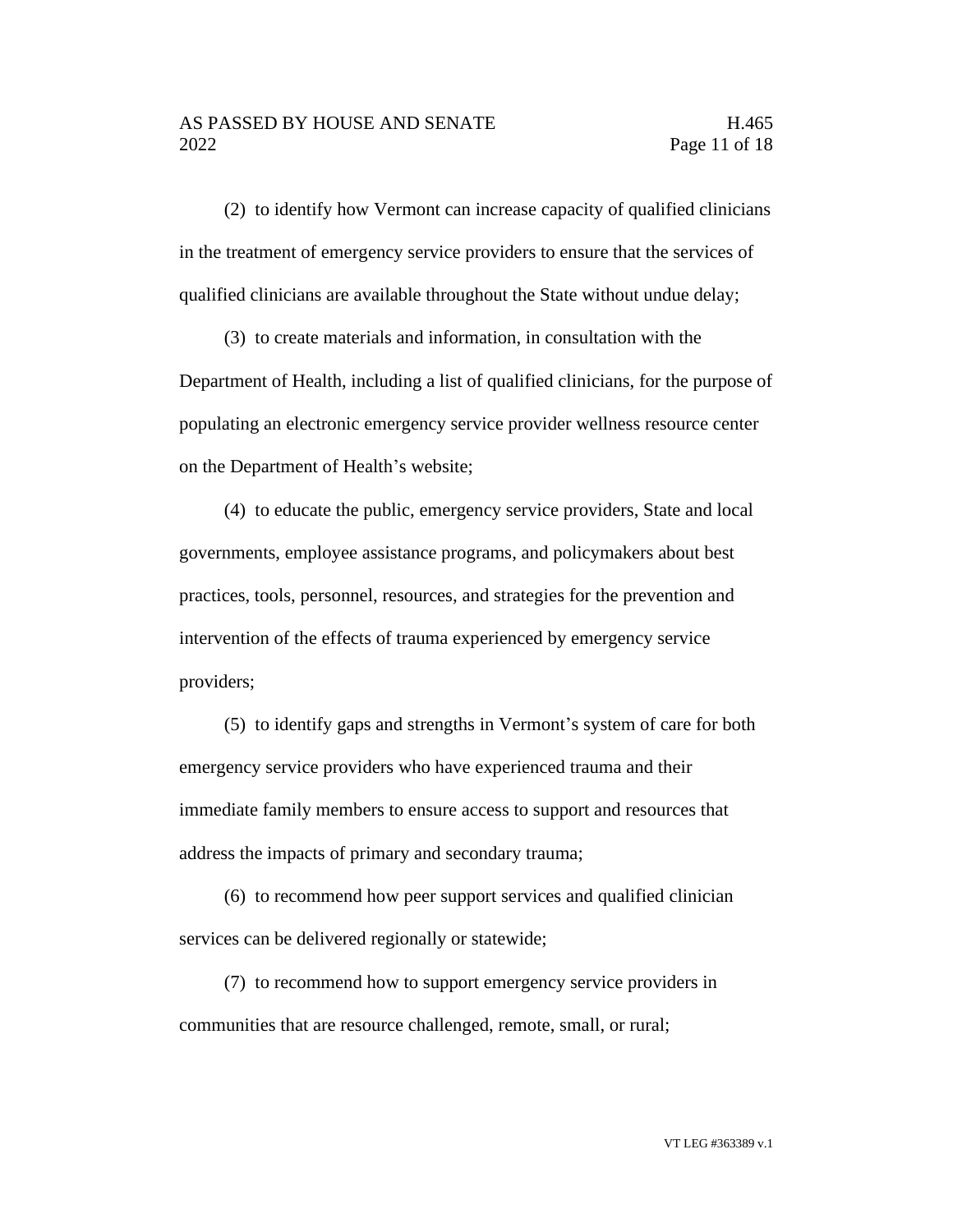(2) to identify how Vermont can increase capacity of qualified clinicians in the treatment of emergency service providers to ensure that the services of qualified clinicians are available throughout the State without undue delay;

(3) to create materials and information, in consultation with the Department of Health, including a list of qualified clinicians, for the purpose of populating an electronic emergency service provider wellness resource center on the Department of Health's website;

(4) to educate the public, emergency service providers, State and local governments, employee assistance programs, and policymakers about best practices, tools, personnel, resources, and strategies for the prevention and intervention of the effects of trauma experienced by emergency service providers;

(5) to identify gaps and strengths in Vermont's system of care for both emergency service providers who have experienced trauma and their immediate family members to ensure access to support and resources that address the impacts of primary and secondary trauma;

(6) to recommend how peer support services and qualified clinician services can be delivered regionally or statewide;

(7) to recommend how to support emergency service providers in communities that are resource challenged, remote, small, or rural;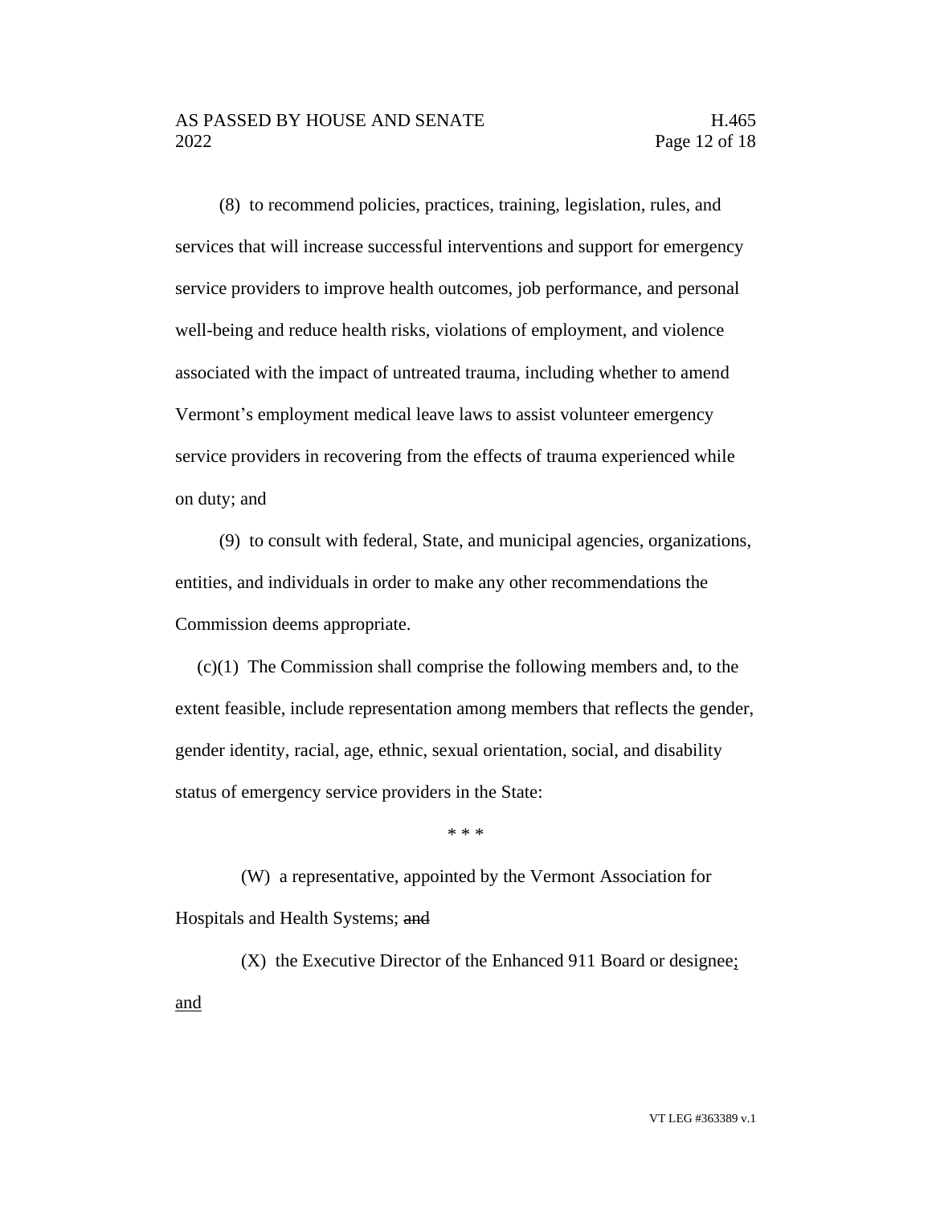(8) to recommend policies, practices, training, legislation, rules, and services that will increase successful interventions and support for emergency service providers to improve health outcomes, job performance, and personal well-being and reduce health risks, violations of employment, and violence associated with the impact of untreated trauma, including whether to amend Vermont's employment medical leave laws to assist volunteer emergency service providers in recovering from the effects of trauma experienced while on duty; and

(9) to consult with federal, State, and municipal agencies, organizations, entities, and individuals in order to make any other recommendations the Commission deems appropriate.

(c)(1) The Commission shall comprise the following members and, to the extent feasible, include representation among members that reflects the gender, gender identity, racial, age, ethnic, sexual orientation, social, and disability status of emergency service providers in the State:

\* \* \*

(W) a representative, appointed by the Vermont Association for Hospitals and Health Systems; ~~and~~

(X) the Executive Director of the Enhanced 911 Board or designee<u>;</u> <u>and</u>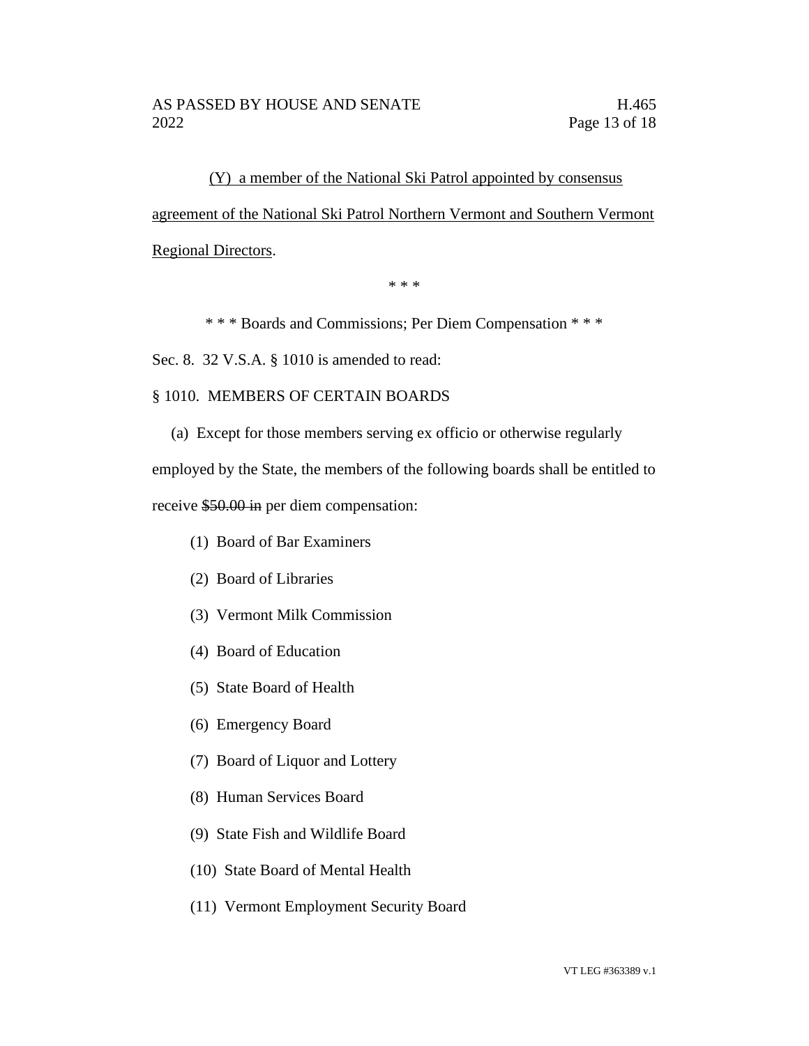(Y) a member of the National Ski Patrol appointed by consensus agreement of the National Ski Patrol Northern Vermont and Southern Vermont Regional Directors.

\* \* \*

\* \* \* Boards and Commissions; Per Diem Compensation \* \* \*

Sec. 8. 32 V.S.A. § 1010 is amended to read:

§ 1010. MEMBERS OF CERTAIN BOARDS

(a) Except for those members serving ex officio or otherwise regularly employed by the State, the members of the following boards shall be entitled to receive ~~$50.00 in~~ per diem compensation:

(1) Board of Bar Examiners

(2) Board of Libraries

(3) Vermont Milk Commission

(4) Board of Education

(5) State Board of Health

(6) Emergency Board

(7) Board of Liquor and Lottery

(8) Human Services Board

(9) State Fish and Wildlife Board

(10) State Board of Mental Health

(11) Vermont Employment Security Board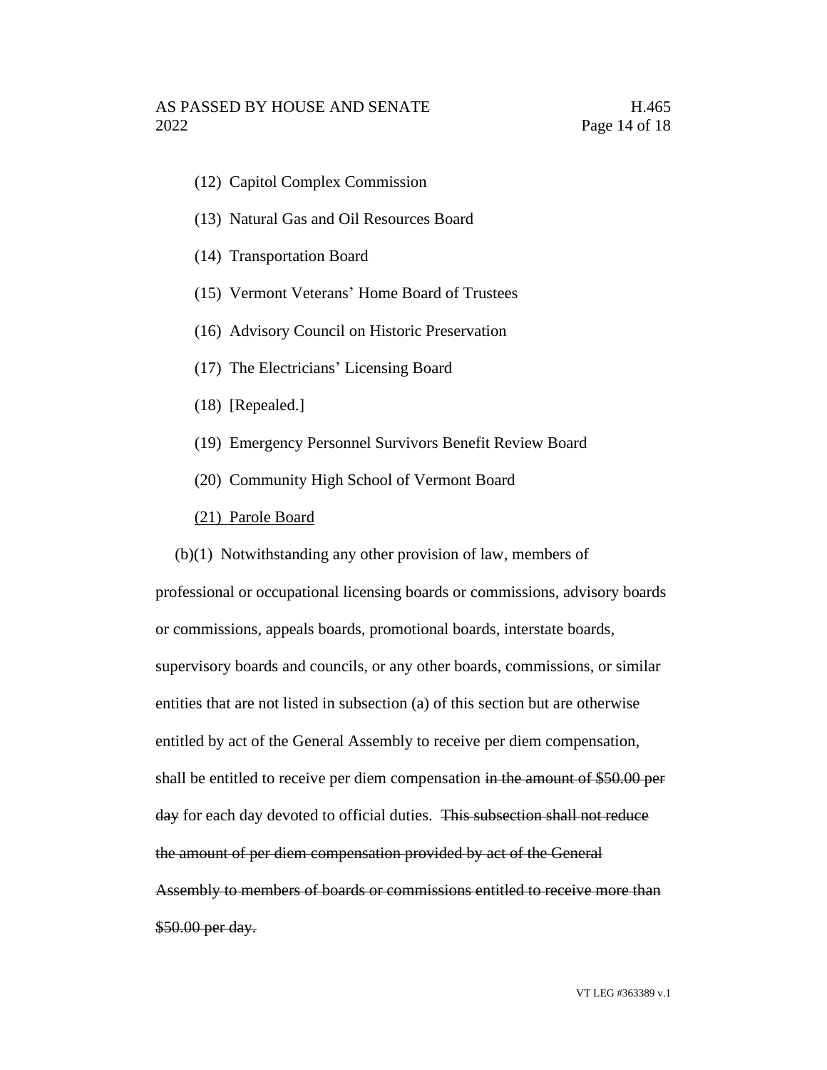(12) Capitol Complex Commission

(13) Natural Gas and Oil Resources Board

(14) Transportation Board

(15) Vermont Veterans' Home Board of Trustees

(16) Advisory Council on Historic Preservation

(17) The Electricians' Licensing Board

(18) [Repealed.]

(19) Emergency Personnel Survivors Benefit Review Board

(20) Community High School of Vermont Board

<u>(21) Parole Board</u>

(b)(1) Notwithstanding any other provision of law, members of professional or occupational licensing boards or commissions, advisory boards or commissions, appeals boards, promotional boards, interstate boards, supervisory boards and councils, or any other boards, commissions, or similar entities that are not listed in subsection (a) of this section but are otherwise entitled by act of the General Assembly to receive per diem compensation, shall be entitled to receive per diem compensation ~~in the amount of $50.00 per day~~ for each day devoted to official duties. ~~This subsection shall not reduce the amount of per diem compensation provided by act of the General Assembly to members of boards or commissions entitled to receive more than $50.00 per day.~~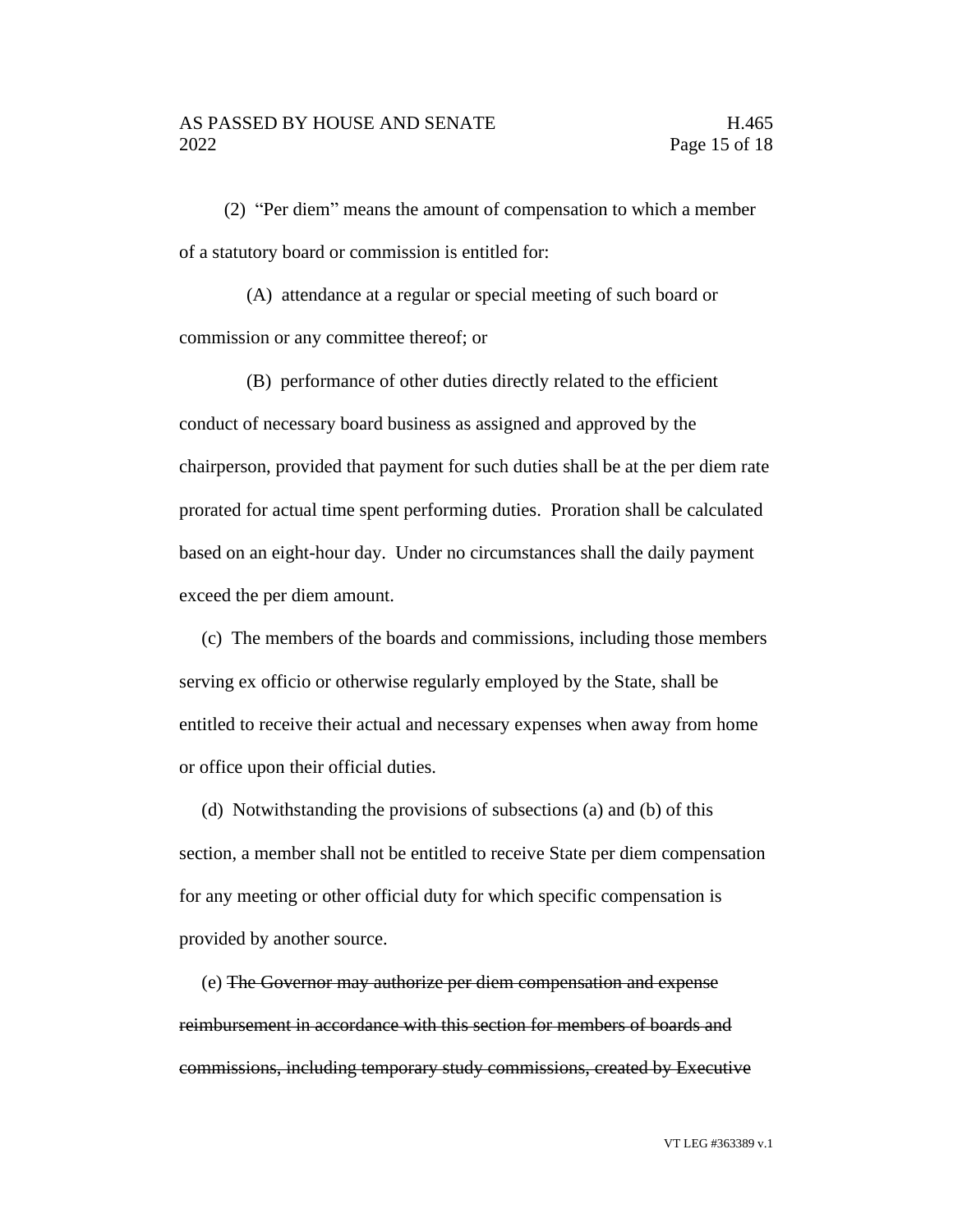(2) "Per diem" means the amount of compensation to which a member of a statutory board or commission is entitled for:

(A) attendance at a regular or special meeting of such board or commission or any committee thereof; or

(B) performance of other duties directly related to the efficient conduct of necessary board business as assigned and approved by the chairperson, provided that payment for such duties shall be at the per diem rate prorated for actual time spent performing duties. Proration shall be calculated based on an eight-hour day. Under no circumstances shall the daily payment exceed the per diem amount.

(c) The members of the boards and commissions, including those members serving ex officio or otherwise regularly employed by the State, shall be entitled to receive their actual and necessary expenses when away from home or office upon their official duties.

(d) Notwithstanding the provisions of subsections (a) and (b) of this section, a member shall not be entitled to receive State per diem compensation for any meeting or other official duty for which specific compensation is provided by another source.

(e) ~~The Governor may authorize per diem compensation and expense reimbursement in accordance with this section for members of boards and commissions, including temporary study commissions, created by Executive~~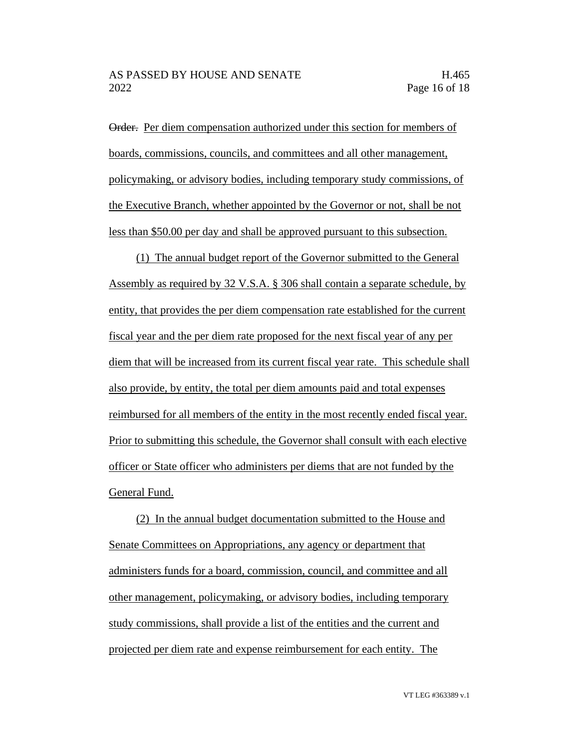~~Order.~~ Per diem compensation authorized under this section for members of boards, commissions, councils, and committees and all other management, policymaking, or advisory bodies, including temporary study commissions, of the Executive Branch, whether appointed by the Governor or not, shall be not less than $50.00 per day and shall be approved pursuant to this subsection.

(1) The annual budget report of the Governor submitted to the General Assembly as required by 32 V.S.A. § 306 shall contain a separate schedule, by entity, that provides the per diem compensation rate established for the current fiscal year and the per diem rate proposed for the next fiscal year of any per diem that will be increased from its current fiscal year rate. This schedule shall also provide, by entity, the total per diem amounts paid and total expenses reimbursed for all members of the entity in the most recently ended fiscal year. Prior to submitting this schedule, the Governor shall consult with each elective officer or State officer who administers per diems that are not funded by the General Fund.

(2) In the annual budget documentation submitted to the House and Senate Committees on Appropriations, any agency or department that administers funds for a board, commission, council, and committee and all other management, policymaking, or advisory bodies, including temporary study commissions, shall provide a list of the entities and the current and projected per diem rate and expense reimbursement for each entity. The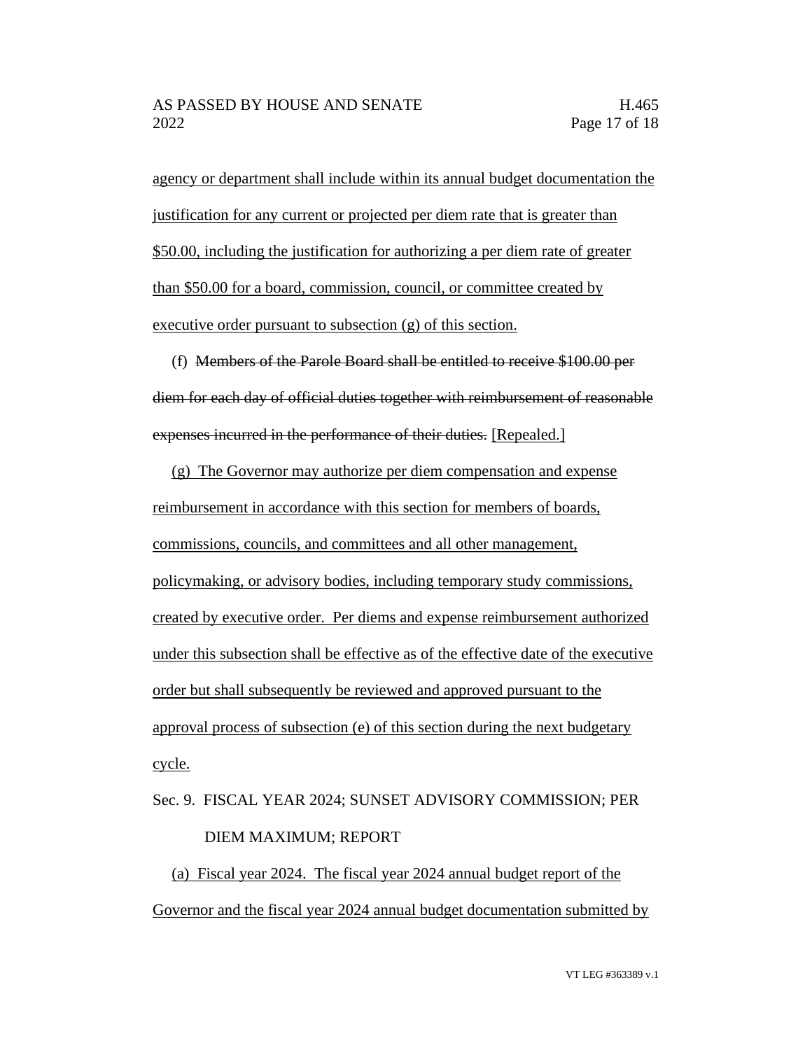agency or department shall include within its annual budget documentation the justification for any current or projected per diem rate that is greater than $50.00, including the justification for authorizing a per diem rate of greater than $50.00 for a board, commission, council, or committee created by executive order pursuant to subsection (g) of this section.

(f) ~~Members of the Parole Board shall be entitled to receive $100.00 per diem for each day of official duties together with reimbursement of reasonable expenses incurred in the performance of their duties.~~ [Repealed.]

(g) The Governor may authorize per diem compensation and expense reimbursement in accordance with this section for members of boards, commissions, councils, and committees and all other management, policymaking, or advisory bodies, including temporary study commissions, created by executive order. Per diems and expense reimbursement authorized under this subsection shall be effective as of the effective date of the executive order but shall subsequently be reviewed and approved pursuant to the approval process of subsection (e) of this section during the next budgetary cycle.

Sec. 9. FISCAL YEAR 2024; SUNSET ADVISORY COMMISSION; PER DIEM MAXIMUM; REPORT

(a) Fiscal year 2024. The fiscal year 2024 annual budget report of the Governor and the fiscal year 2024 annual budget documentation submitted by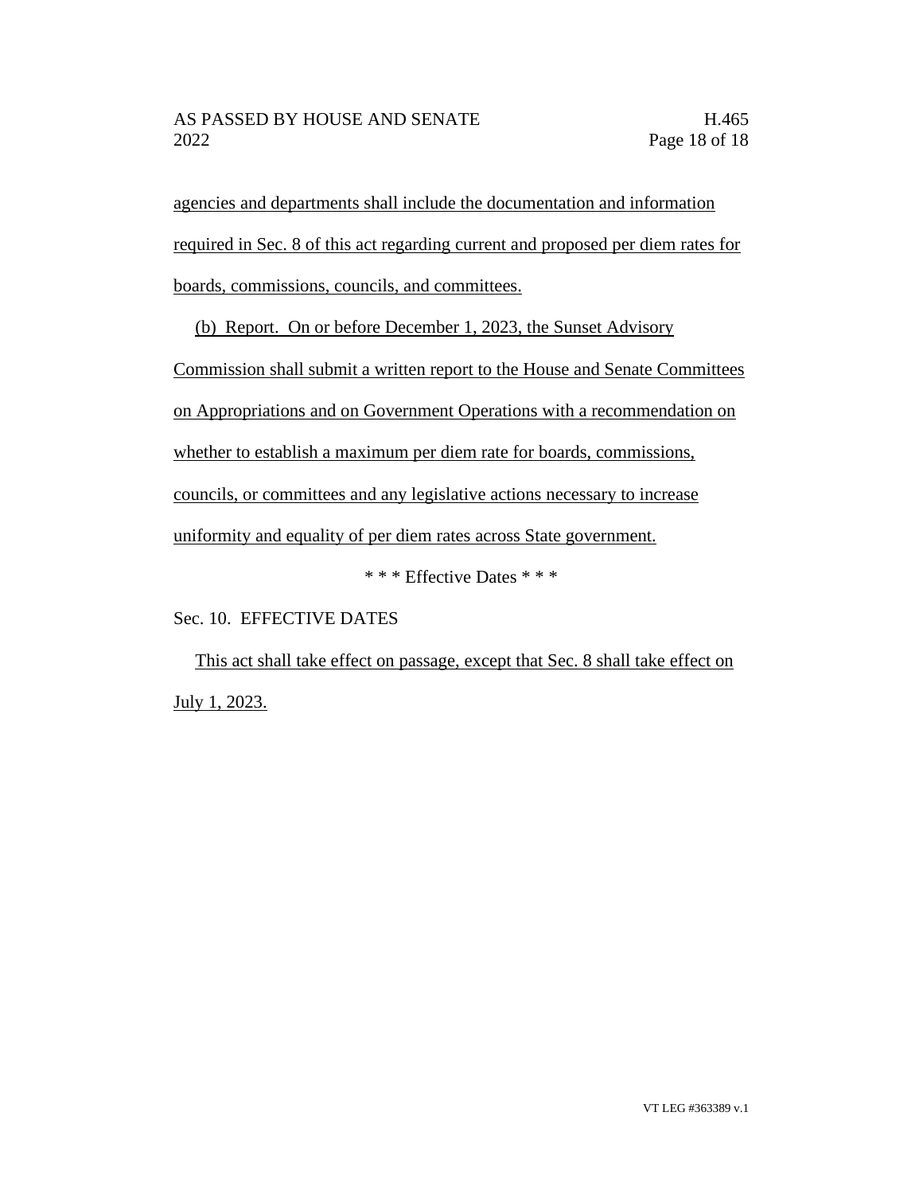agencies and departments shall include the documentation and information required in Sec. 8 of this act regarding current and proposed per diem rates for boards, commissions, councils, and committees.

(b) Report. On or before December 1, 2023, the Sunset Advisory Commission shall submit a written report to the House and Senate Committees on Appropriations and on Government Operations with a recommendation on whether to establish a maximum per diem rate for boards, commissions, councils, or committees and any legislative actions necessary to increase uniformity and equality of per diem rates across State government.

\* \* \* Effective Dates \* \* \*

Sec. 10. EFFECTIVE DATES

This act shall take effect on passage, except that Sec. 8 shall take effect on July 1, 2023.